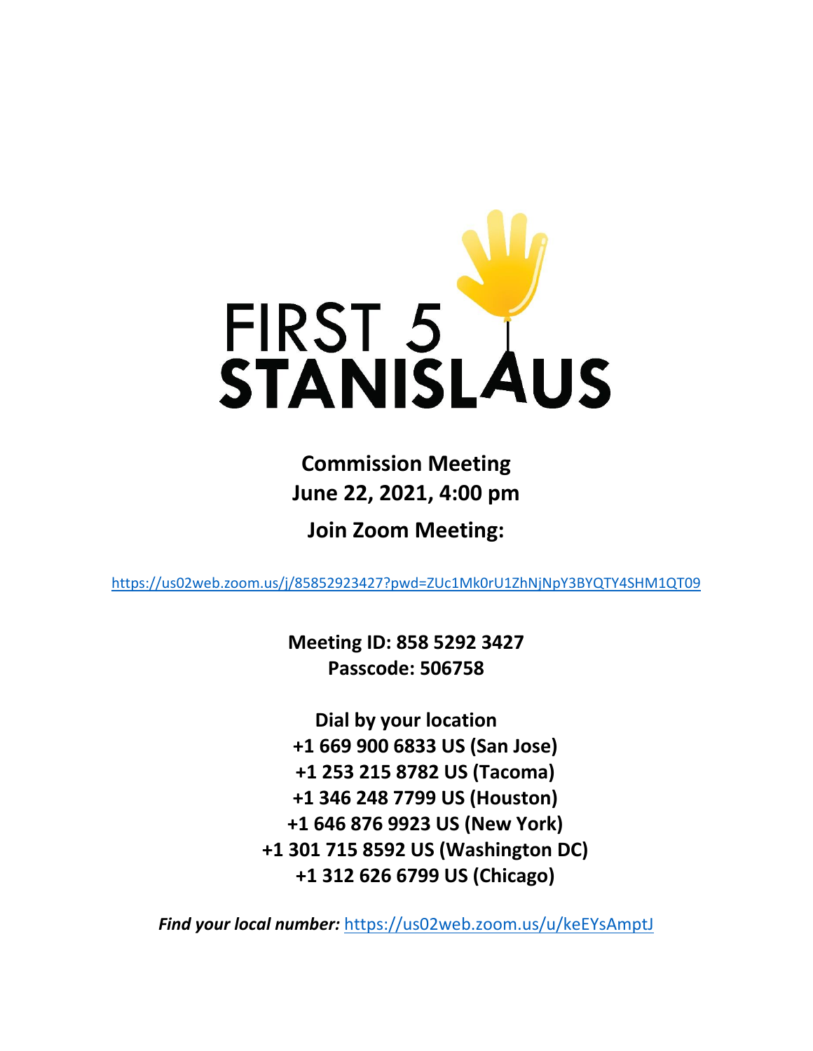# FIRST 5 STANISLAUS

**Commission Meeting**
**June 22, 2021, 4:00 pm**

**Join Zoom Meeting:**

https://us02web.zoom.us/j/85852923427?pwd=ZUc1Mk0rU1ZhNjNpY3BYQTY4SHM1QT09

**Meeting ID: 858 5292 3427**
**Passcode: 506758**

**Dial by your location**
**+1 669 900 6833 US (San Jose)**
**+1 253 215 8782 US (Tacoma)**
**+1 346 248 7799 US (Houston)**
**+1 646 876 9923 US (New York)**
**+1 301 715 8592 US (Washington DC)**
**+1 312 626 6799 US (Chicago)**

***Find your local number:*** https://us02web.zoom.us/u/keEYsAmptJ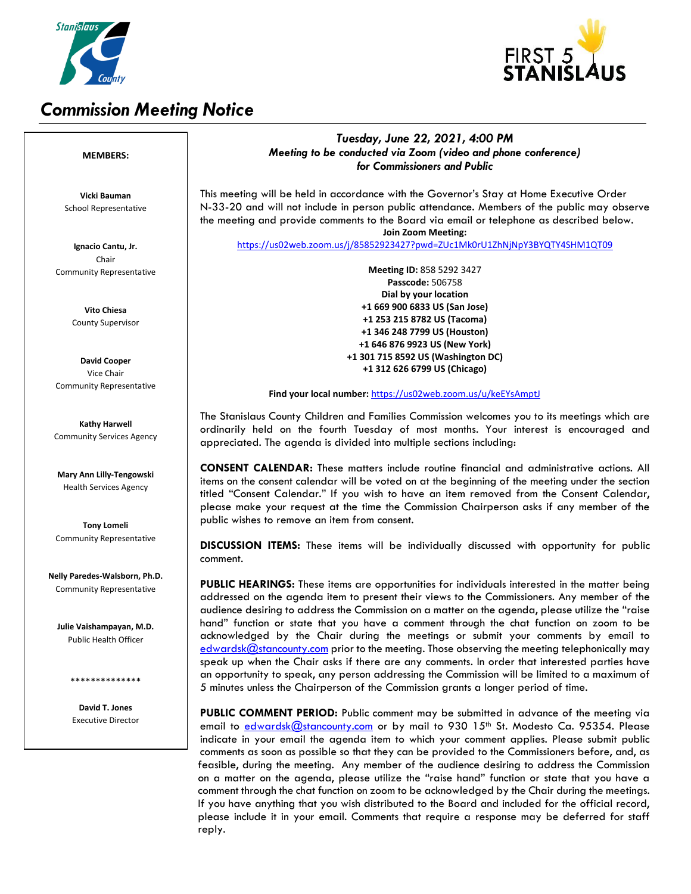# Commission Meeting Notice

**MEMBERS:**

**Vicki Bauman**
School Representative

**Ignacio Cantu, Jr.**
Chair
Community Representative

**Vito Chiesa**
County Supervisor

**David Cooper**
Vice Chair
Community Representative

**Kathy Harwell**
Community Services Agency

**Mary Ann Lilly-Tengowski**
Health Services Agency

**Tony Lomeli**
Community Representative

**Nelly Paredes-Walsborn, Ph.D.**
Community Representative

**Julie Vaishampayan, M.D.**
Public Health Officer

**************

**David T. Jones**
Executive Director

***Tuesday, June 22, 2021, 4:00 PM***
***Meeting to be conducted via Zoom (video and phone conference) for Commissioners and Public***

This meeting will be held in accordance with the Governor's Stay at Home Executive Order N-33-20 and will not include in person public attendance. Members of the public may observe the meeting and provide comments to the Board via email or telephone as described below.

**Join Zoom Meeting:**
https://us02web.zoom.us/j/85852923427?pwd=ZUc1Mk0rU1ZhNjNpY3BYQTY4SHM1QT09

**Meeting ID:** 858 5292 3427
**Passcode:** 506758
**Dial by your location**
**+1 669 900 6833 US (San Jose)**
**+1 253 215 8782 US (Tacoma)**
**+1 346 248 7799 US (Houston)**
**+1 646 876 9923 US (New York)**
**+1 301 715 8592 US (Washington DC)**
**+1 312 626 6799 US (Chicago)**

**Find your local number:** https://us02web.zoom.us/u/keEYsAmptJ

The Stanislaus County Children and Families Commission welcomes you to its meetings which are ordinarily held on the fourth Tuesday of most months. Your interest is encouraged and appreciated. The agenda is divided into multiple sections including:

**CONSENT CALENDAR:** These matters include routine financial and administrative actions. All items on the consent calendar will be voted on at the beginning of the meeting under the section titled "Consent Calendar." If you wish to have an item removed from the Consent Calendar, please make your request at the time the Commission Chairperson asks if any member of the public wishes to remove an item from consent.

**DISCUSSION ITEMS:** These items will be individually discussed with opportunity for public comment.

**PUBLIC HEARINGS:** These items are opportunities for individuals interested in the matter being addressed on the agenda item to present their views to the Commissioners. Any member of the audience desiring to address the Commission on a matter on the agenda, please utilize the "raise hand" function or state that you have a comment through the chat function on zoom to be acknowledged by the Chair during the meetings or submit your comments by email to edwardsk@stancounty.com prior to the meeting. Those observing the meeting telephonically may speak up when the Chair asks if there are any comments. In order that interested parties have an opportunity to speak, any person addressing the Commission will be limited to a maximum of 5 minutes unless the Chairperson of the Commission grants a longer period of time.

**PUBLIC COMMENT PERIOD:** Public comment may be submitted in advance of the meeting via email to edwardsk@stancounty.com or by mail to 930 15th St. Modesto Ca. 95354. Please indicate in your email the agenda item to which your comment applies. Please submit public comments as soon as possible so that they can be provided to the Commissioners before, and, as feasible, during the meeting. Any member of the audience desiring to address the Commission on a matter on the agenda, please utilize the "raise hand" function or state that you have a comment through the chat function on zoom to be acknowledged by the Chair during the meetings. If you have anything that you wish distributed to the Board and included for the official record, please include it in your email. Comments that require a response may be deferred for staff reply.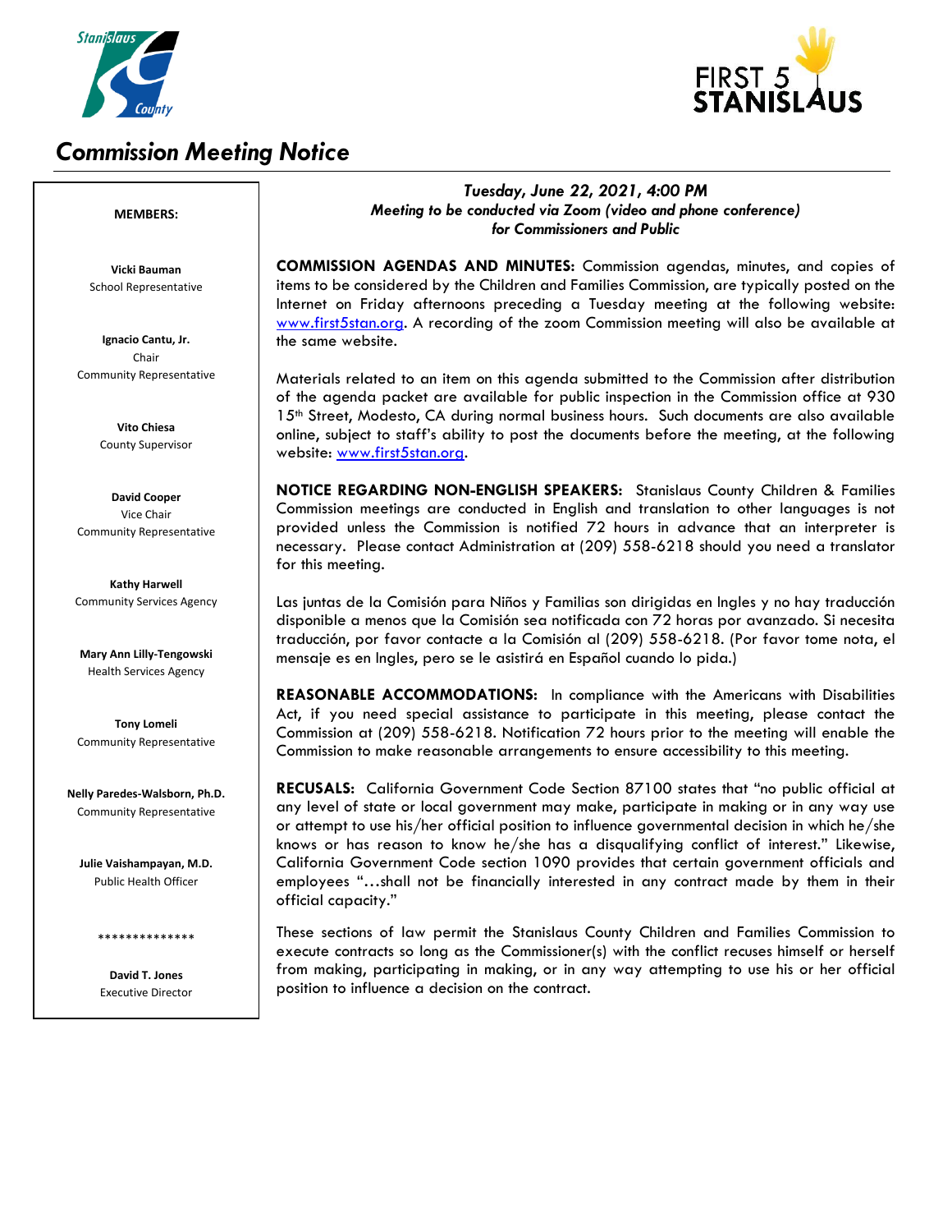# Commission Meeting Notice

**MEMBERS:**

**Vicki Bauman**
School Representative

**Ignacio Cantu, Jr.**
Chair
Community Representative

**Vito Chiesa**
County Supervisor

**David Cooper**
Vice Chair
Community Representative

**Kathy Harwell**
Community Services Agency

**Mary Ann Lilly-Tengowski**
Health Services Agency

**Tony Lomeli**
Community Representative

**Nelly Paredes-Walsborn, Ph.D.**
Community Representative

**Julie Vaishampayan, M.D.**
Public Health Officer

**************

**David T. Jones**
Executive Director

***Tuesday, June 22, 2021, 4:00 PM***
***Meeting to be conducted via Zoom (video and phone conference) for Commissioners and Public***

**COMMISSION AGENDAS AND MINUTES:** Commission agendas, minutes, and copies of items to be considered by the Children and Families Commission, are typically posted on the Internet on Friday afternoons preceding a Tuesday meeting at the following website: www.first5stan.org. A recording of the zoom Commission meeting will also be available at the same website.

Materials related to an item on this agenda submitted to the Commission after distribution of the agenda packet are available for public inspection in the Commission office at 930 15th Street, Modesto, CA during normal business hours. Such documents are also available online, subject to staff's ability to post the documents before the meeting, at the following website: www.first5stan.org.

**NOTICE REGARDING NON-ENGLISH SPEAKERS:** Stanislaus County Children & Families Commission meetings are conducted in English and translation to other languages is not provided unless the Commission is notified 72 hours in advance that an interpreter is necessary. Please contact Administration at (209) 558-6218 should you need a translator for this meeting.

Las juntas de la Comisión para Niños y Familias son dirigidas en Ingles y no hay traducción disponible a menos que la Comisión sea notificada con 72 horas por avanzado. Si necesita traducción, por favor contacte a la Comisión al (209) 558-6218. (Por favor tome nota, el mensaje es en Ingles, pero se le asistirá en Español cuando lo pida.)

**REASONABLE ACCOMMODATIONS:** In compliance with the Americans with Disabilities Act, if you need special assistance to participate in this meeting, please contact the Commission at (209) 558-6218. Notification 72 hours prior to the meeting will enable the Commission to make reasonable arrangements to ensure accessibility to this meeting.

**RECUSALS:** California Government Code Section 87100 states that "no public official at any level of state or local government may make, participate in making or in any way use or attempt to use his/her official position to influence governmental decision in which he/she knows or has reason to know he/she has a disqualifying conflict of interest." Likewise, California Government Code section 1090 provides that certain government officials and employees "…shall not be financially interested in any contract made by them in their official capacity."

These sections of law permit the Stanislaus County Children and Families Commission to execute contracts so long as the Commissioner(s) with the conflict recuses himself or herself from making, participating in making, or in any way attempting to use his or her official position to influence a decision on the contract.